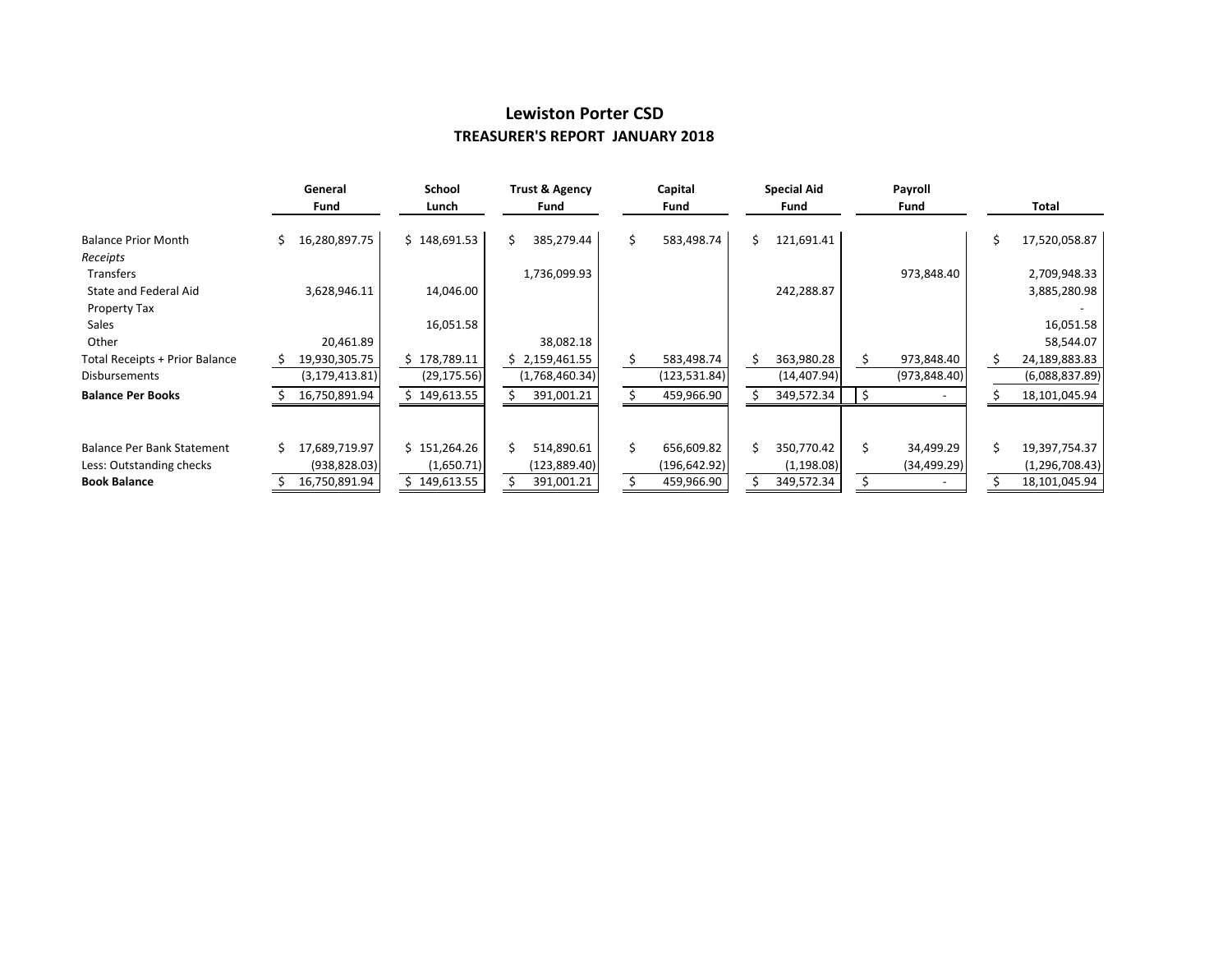# Lewiston Porter CSD

## TREASURER'S REPORT JANUARY 2018

| | General Fund | School Lunch | Trust & Agency Fund | Capital Fund | Special Aid Fund | Payroll Fund | Total |
|---|---|---|---|---|---|---|---|
| Balance Prior Month | $ 16,280,897.75 | $ 148,691.53 | $ 385,279.44 | $ 583,498.74 | $ 121,691.41 | | $ 17,520,058.87 |
| *Receipts* | | | | | | | |
| Transfers | | | 1,736,099.93 | | | 973,848.40 | 2,709,948.33 |
| State and Federal Aid | 3,628,946.11 | 14,046.00 | | | 242,288.87 | | 3,885,280.98 |
| Property Tax | | | | | | | - |
| Sales | | 16,051.58 | | | | | 16,051.58 |
| Other | 20,461.89 | | 38,082.18 | | | | 58,544.07 |
| Total Receipts + Prior Balance | $ 19,930,305.75 | $ 178,789.11 | $ 2,159,461.55 | $ 583,498.74 | $ 363,980.28 | $ 973,848.40 | $ 24,189,883.83 |
| Disbursements | (3,179,413.81) | (29,175.56) | (1,768,460.34) | (123,531.84) | (14,407.94) | (973,848.40) | (6,088,837.89) |
| **Balance Per Books** | $ 16,750,891.94 | $ 149,613.55 | $ 391,001.21 | $ 459,966.90 | $ 349,572.34 | $ - | $ 18,101,045.94 |
| | | | | | | | |
| Balance Per Bank Statement | $ 17,689,719.97 | $ 151,264.26 | $ 514,890.61 | $ 656,609.82 | $ 350,770.42 | $ 34,499.29 | $ 19,397,754.37 |
| Less: Outstanding checks | (938,828.03) | (1,650.71) | (123,889.40) | (196,642.92) | (1,198.08) | (34,499.29) | (1,296,708.43) |
| **Book Balance** | $ 16,750,891.94 | $ 149,613.55 | $ 391,001.21 | $ 459,966.90 | $ 349,572.34 | $ - | $ 18,101,045.94 |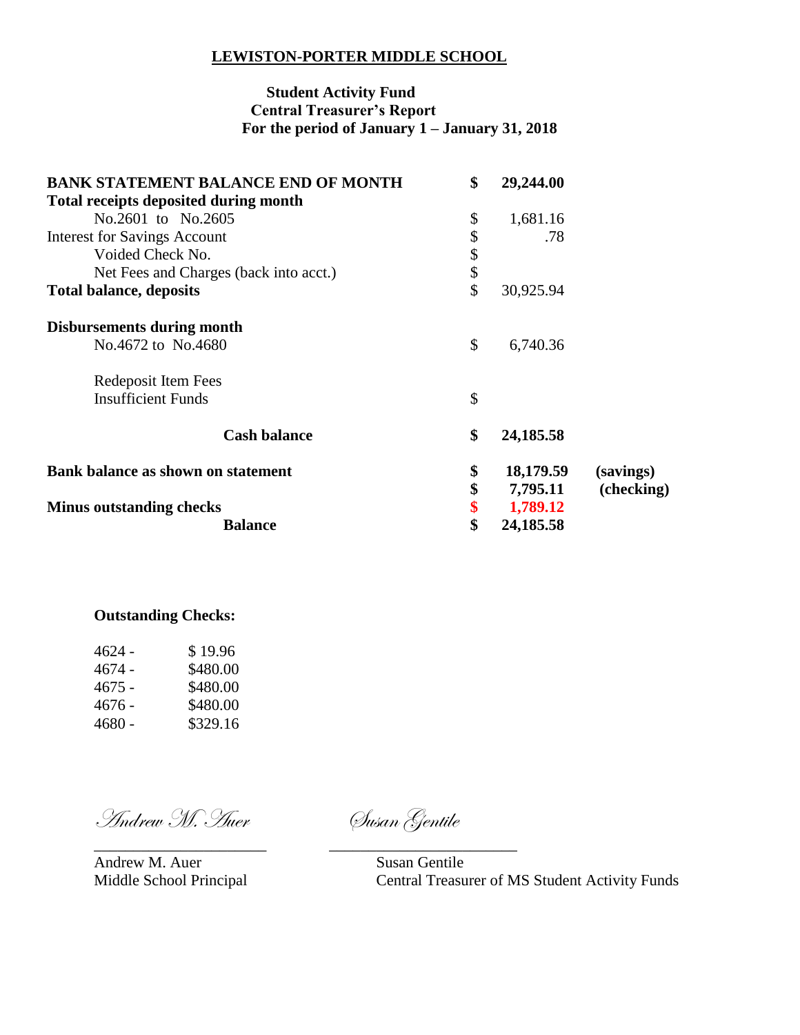# LEWISTON-PORTER MIDDLE SCHOOL

**Student Activity Fund**
**Central Treasurer's Report**
**For the period of January 1 – January 31, 2018**

| | | | |
|---|---|---|---|
| **BANK STATEMENT BALANCE END OF MONTH** | **$** | **29,244.00** | |
| **Total receipts deposited during month** | | | |
| No.2601 to No.2605 | $ | 1,681.16 | |
| Interest for Savings Account | $ | .78 | |
| Voided Check No. | $ | | |
| Net Fees and Charges (back into acct.) | $ | | |
| **Total balance, deposits** | $ | 30,925.94 | |
| **Disbursements during month** | | | |
| No.4672 to No.4680 | $ | 6,740.36 | |
| Redeposit Item Fees | | | |
| Insufficient Funds | $ | | |
| **Cash balance** | **$** | **24,185.58** | |
| **Bank balance as shown on statement** | **$** | **18,179.59** | **(savings)** |
| | **$** | **7,795.11** | **(checking)** |
| **Minus outstanding checks** | **$** | **1,789.12** | |
| **Balance** | **$** | **24,185.58** | |

**Outstanding Checks:**

| | |
|---|---|
| 4624 - | $ 19.96 |
| 4674 - | $480.00 |
| 4675 - | $480.00 |
| 4676 - | $480.00 |
| 4680 - | $329.16 |

*Andrew M. Auer*
\_\_\_\_\_\_\_\_\_\_\_\_\_\_\_\_\_\_\_\_\_\_
Andrew M. Auer
Middle School Principal

*Susan Gentile*
\_\_\_\_\_\_\_\_\_\_\_\_\_\_\_\_\_\_\_\_\_\_
Susan Gentile
Central Treasurer of MS Student Activity Funds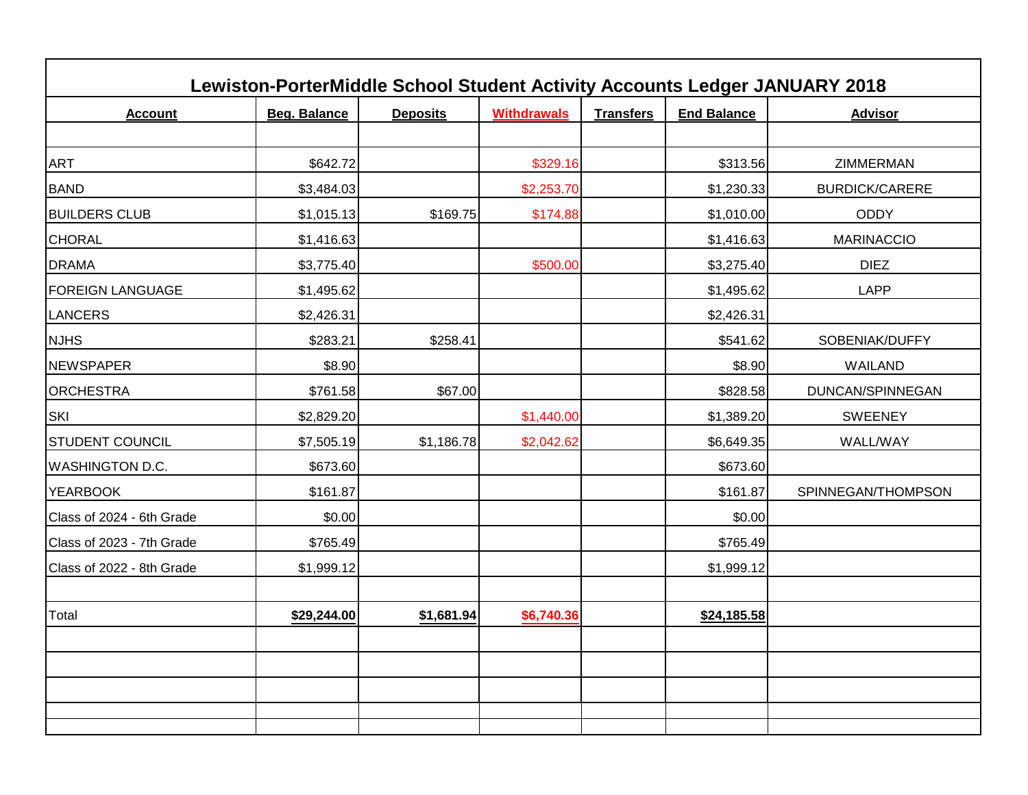## Lewiston-PorterMiddle School Student Activity Accounts Ledger JANUARY 2018

| Account | Beg. Balance | Deposits | Withdrawals | Transfers | End Balance | Advisor |
|---|---|---|---|---|---|---|
| ART | $642.72 | | $329.16 | | $313.56 | ZIMMERMAN |
| BAND | $3,484.03 | | $2,253.70 | | $1,230.33 | BURDICK/CARERE |
| BUILDERS CLUB | $1,015.13 | $169.75 | $174.88 | | $1,010.00 | ODDY |
| CHORAL | $1,416.63 | | | | $1,416.63 | MARINACCIO |
| DRAMA | $3,775.40 | | $500.00 | | $3,275.40 | DIEZ |
| FOREIGN LANGUAGE | $1,495.62 | | | | $1,495.62 | LAPP |
| LANCERS | $2,426.31 | | | | $2,426.31 | |
| NJHS | $283.21 | $258.41 | | | $541.62 | SOBENIAK/DUFFY |
| NEWSPAPER | $8.90 | | | | $8.90 | WAILAND |
| ORCHESTRA | $761.58 | $67.00 | | | $828.58 | DUNCAN/SPINNEGAN |
| SKI | $2,829.20 | | $1,440.00 | | $1,389.20 | SWEENEY |
| STUDENT COUNCIL | $7,505.19 | $1,186.78 | $2,042.62 | | $6,649.35 | WALL/WAY |
| WASHINGTON D.C. | $673.60 | | | | $673.60 | |
| YEARBOOK | $161.87 | | | | $161.87 | SPINNEGAN/THOMPSON |
| Class of 2024 - 6th Grade | $0.00 | | | | $0.00 | |
| Class of 2023 - 7th Grade | $765.49 | | | | $765.49 | |
| Class of 2022 - 8th Grade | $1,999.12 | | | | $1,999.12 | |
| Total | **$29,244.00** | **$1,681.94** | **$6,740.36** | | **$24,185.58** | |